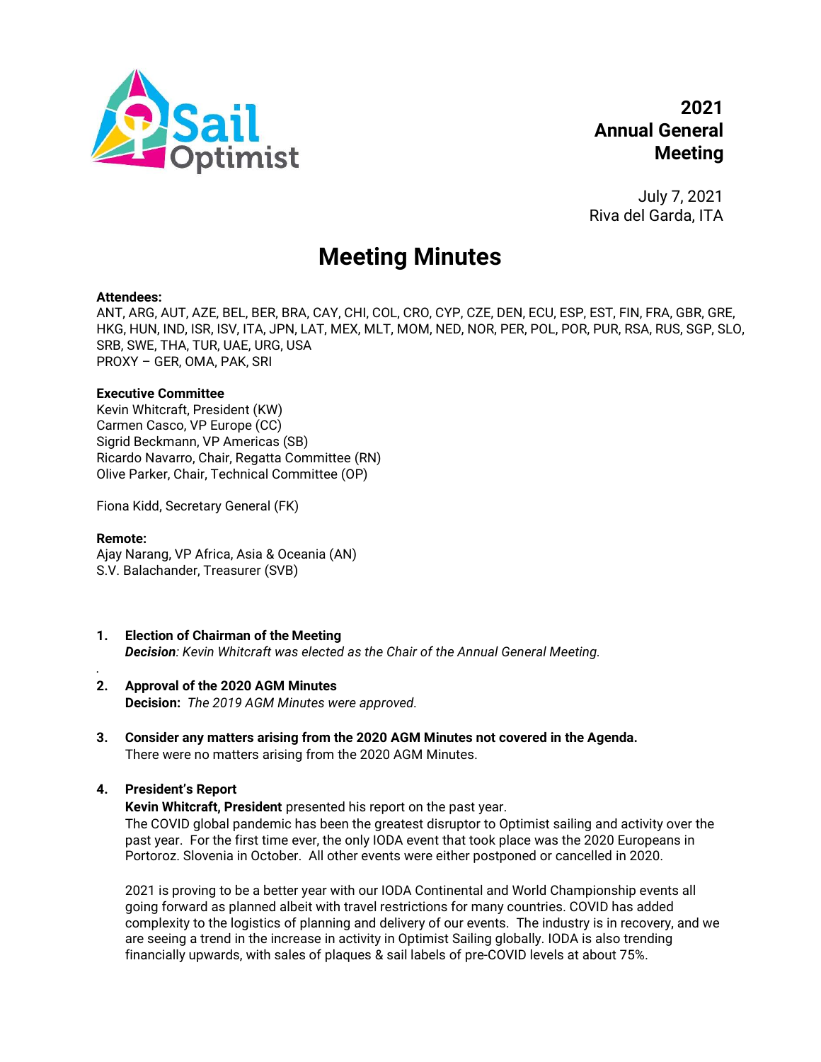# 2021 Annual General Meeting

July 7, 2021
Riva del Garda, ITA

## Meeting Minutes

**Attendees:**
ANT, ARG, AUT, AZE, BEL, BER, BRA, CAY, CHI, COL, CRO, CYP, CZE, DEN, ECU, ESP, EST, FIN, FRA, GBR, GRE, HKG, HUN, IND, ISR, ISV, ITA, JPN, LAT, MEX, MLT, MOM, NED, NOR, PER, POL, POR, PUR, RSA, RUS, SGP, SLO, SRB, SWE, THA, TUR, UAE, URG, USA
PROXY – GER, OMA, PAK, SRI

**Executive Committee**
Kevin Whitcraft, President (KW)
Carmen Casco, VP Europe (CC)
Sigrid Beckmann, VP Americas (SB)
Ricardo Navarro, Chair, Regatta Committee (RN)
Olive Parker, Chair, Technical Committee (OP)

Fiona Kidd, Secretary General (FK)

**Remote:**
Ajay Narang, VP Africa, Asia & Oceania (AN)
S.V. Balachander, Treasurer (SVB)

1. **Election of Chairman of the Meeting**
   ***Decision**: Kevin Whitcraft was elected as the Chair of the Annual General Meeting.*

2. **Approval of the 2020 AGM Minutes**
   **Decision:** *The 2019 AGM Minutes were approved.*

3. **Consider any matters arising from the 2020 AGM Minutes not covered in the Agenda.**
   There were no matters arising from the 2020 AGM Minutes.

4. **President's Report**
   **Kevin Whitcraft, President** presented his report on the past year.
   The COVID global pandemic has been the greatest disruptor to Optimist sailing and activity over the past year. For the first time ever, the only IODA event that took place was the 2020 Europeans in Portoroz. Slovenia in October. All other events were either postponed or cancelled in 2020.

   2021 is proving to be a better year with our IODA Continental and World Championship events all going forward as planned albeit with travel restrictions for many countries. COVID has added complexity to the logistics of planning and delivery of our events. The industry is in recovery, and we are seeing a trend in the increase in activity in Optimist Sailing globally. IODA is also trending financially upwards, with sales of plaques & sail labels of pre-COVID levels at about 75%.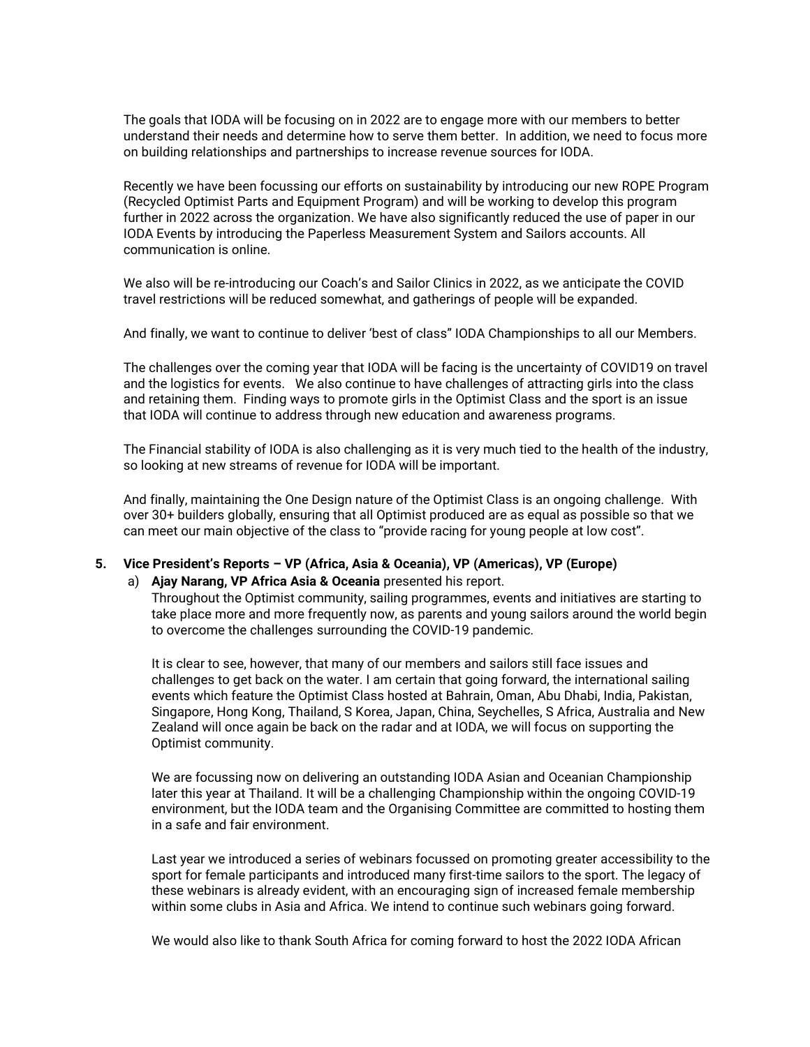The goals that IODA will be focusing on in 2022 are to engage more with our members to better understand their needs and determine how to serve them better. In addition, we need to focus more on building relationships and partnerships to increase revenue sources for IODA.

Recently we have been focussing our efforts on sustainability by introducing our new ROPE Program (Recycled Optimist Parts and Equipment Program) and will be working to develop this program further in 2022 across the organization. We have also significantly reduced the use of paper in our IODA Events by introducing the Paperless Measurement System and Sailors accounts. All communication is online.

We also will be re-introducing our Coach's and Sailor Clinics in 2022, as we anticipate the COVID travel restrictions will be reduced somewhat, and gatherings of people will be expanded.

And finally, we want to continue to deliver 'best of class" IODA Championships to all our Members.

The challenges over the coming year that IODA will be facing is the uncertainty of COVID19 on travel and the logistics for events. We also continue to have challenges of attracting girls into the class and retaining them. Finding ways to promote girls in the Optimist Class and the sport is an issue that IODA will continue to address through new education and awareness programs.

The Financial stability of IODA is also challenging as it is very much tied to the health of the industry, so looking at new streams of revenue for IODA will be important.

And finally, maintaining the One Design nature of the Optimist Class is an ongoing challenge. With over 30+ builders globally, ensuring that all Optimist produced are as equal as possible so that we can meet our main objective of the class to "provide racing for young people at low cost".

**5. Vice President's Reports – VP (Africa, Asia & Oceania), VP (Americas), VP (Europe)**

a) **Ajay Narang, VP Africa Asia & Oceania** presented his report.
Throughout the Optimist community, sailing programmes, events and initiatives are starting to take place more and more frequently now, as parents and young sailors around the world begin to overcome the challenges surrounding the COVID-19 pandemic.

It is clear to see, however, that many of our members and sailors still face issues and challenges to get back on the water. I am certain that going forward, the international sailing events which feature the Optimist Class hosted at Bahrain, Oman, Abu Dhabi, India, Pakistan, Singapore, Hong Kong, Thailand, S Korea, Japan, China, Seychelles, S Africa, Australia and New Zealand will once again be back on the radar and at IODA, we will focus on supporting the Optimist community.

We are focussing now on delivering an outstanding IODA Asian and Oceanian Championship later this year at Thailand. It will be a challenging Championship within the ongoing COVID-19 environment, but the IODA team and the Organising Committee are committed to hosting them in a safe and fair environment.

Last year we introduced a series of webinars focussed on promoting greater accessibility to the sport for female participants and introduced many first-time sailors to the sport. The legacy of these webinars is already evident, with an encouraging sign of increased female membership within some clubs in Asia and Africa. We intend to continue such webinars going forward.

We would also like to thank South Africa for coming forward to host the 2022 IODA African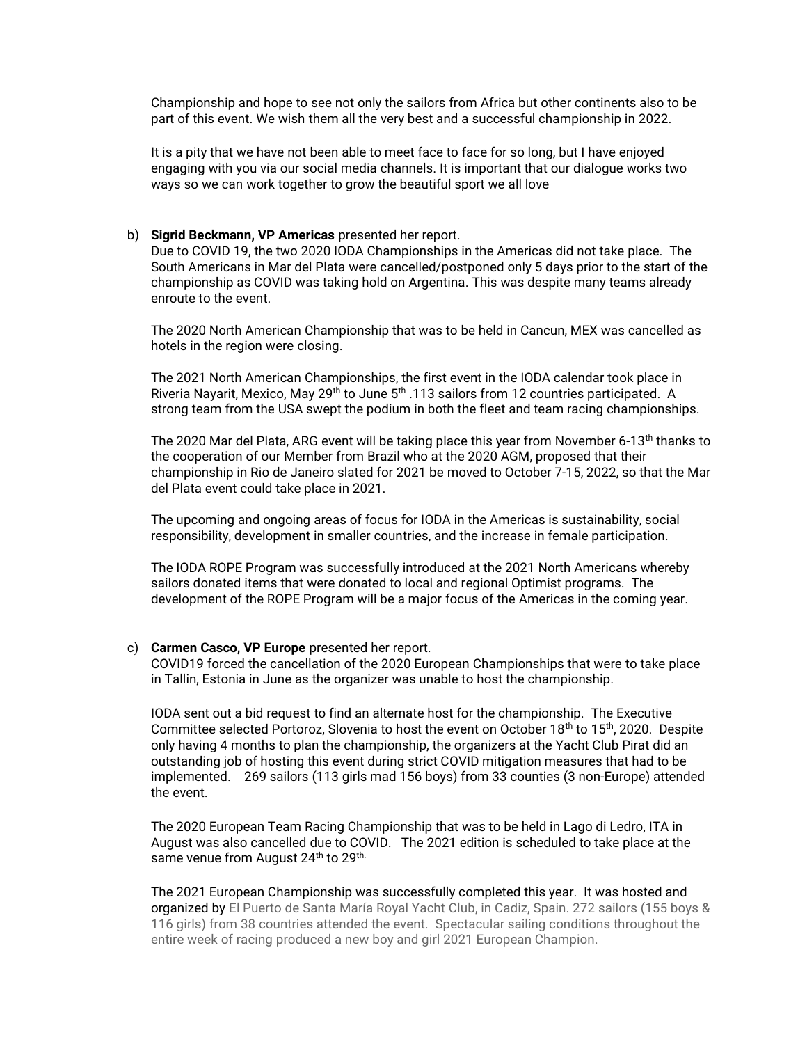Championship and hope to see not only the sailors from Africa but other continents also to be part of this event. We wish them all the very best and a successful championship in 2022.

It is a pity that we have not been able to meet face to face for so long, but I have enjoyed engaging with you via our social media channels. It is important that our dialogue works two ways so we can work together to grow the beautiful sport we all love

b) **Sigrid Beckmann, VP Americas** presented her report.
Due to COVID 19, the two 2020 IODA Championships in the Americas did not take place. The South Americans in Mar del Plata were cancelled/postponed only 5 days prior to the start of the championship as COVID was taking hold on Argentina. This was despite many teams already enroute to the event.

The 2020 North American Championship that was to be held in Cancun, MEX was cancelled as hotels in the region were closing.

The 2021 North American Championships, the first event in the IODA calendar took place in Riveria Nayarit, Mexico, May 29th to June 5th .113 sailors from 12 countries participated. A strong team from the USA swept the podium in both the fleet and team racing championships.

The 2020 Mar del Plata, ARG event will be taking place this year from November 6-13th thanks to the cooperation of our Member from Brazil who at the 2020 AGM, proposed that their championship in Rio de Janeiro slated for 2021 be moved to October 7-15, 2022, so that the Mar del Plata event could take place in 2021.

The upcoming and ongoing areas of focus for IODA in the Americas is sustainability, social responsibility, development in smaller countries, and the increase in female participation.

The IODA ROPE Program was successfully introduced at the 2021 North Americans whereby sailors donated items that were donated to local and regional Optimist programs. The development of the ROPE Program will be a major focus of the Americas in the coming year.

c) **Carmen Casco, VP Europe** presented her report.
COVID19 forced the cancellation of the 2020 European Championships that were to take place in Tallin, Estonia in June as the organizer was unable to host the championship.

IODA sent out a bid request to find an alternate host for the championship. The Executive Committee selected Portoroz, Slovenia to host the event on October 18th to 15th, 2020. Despite only having 4 months to plan the championship, the organizers at the Yacht Club Pirat did an outstanding job of hosting this event during strict COVID mitigation measures that had to be implemented. 269 sailors (113 girls mad 156 boys) from 33 counties (3 non-Europe) attended the event.

The 2020 European Team Racing Championship that was to be held in Lago di Ledro, ITA in August was also cancelled due to COVID. The 2021 edition is scheduled to take place at the same venue from August 24th to 29th.

The 2021 European Championship was successfully completed this year. It was hosted and organized by El Puerto de Santa María Royal Yacht Club, in Cadiz, Spain. 272 sailors (155 boys & 116 girls) from 38 countries attended the event. Spectacular sailing conditions throughout the entire week of racing produced a new boy and girl 2021 European Champion.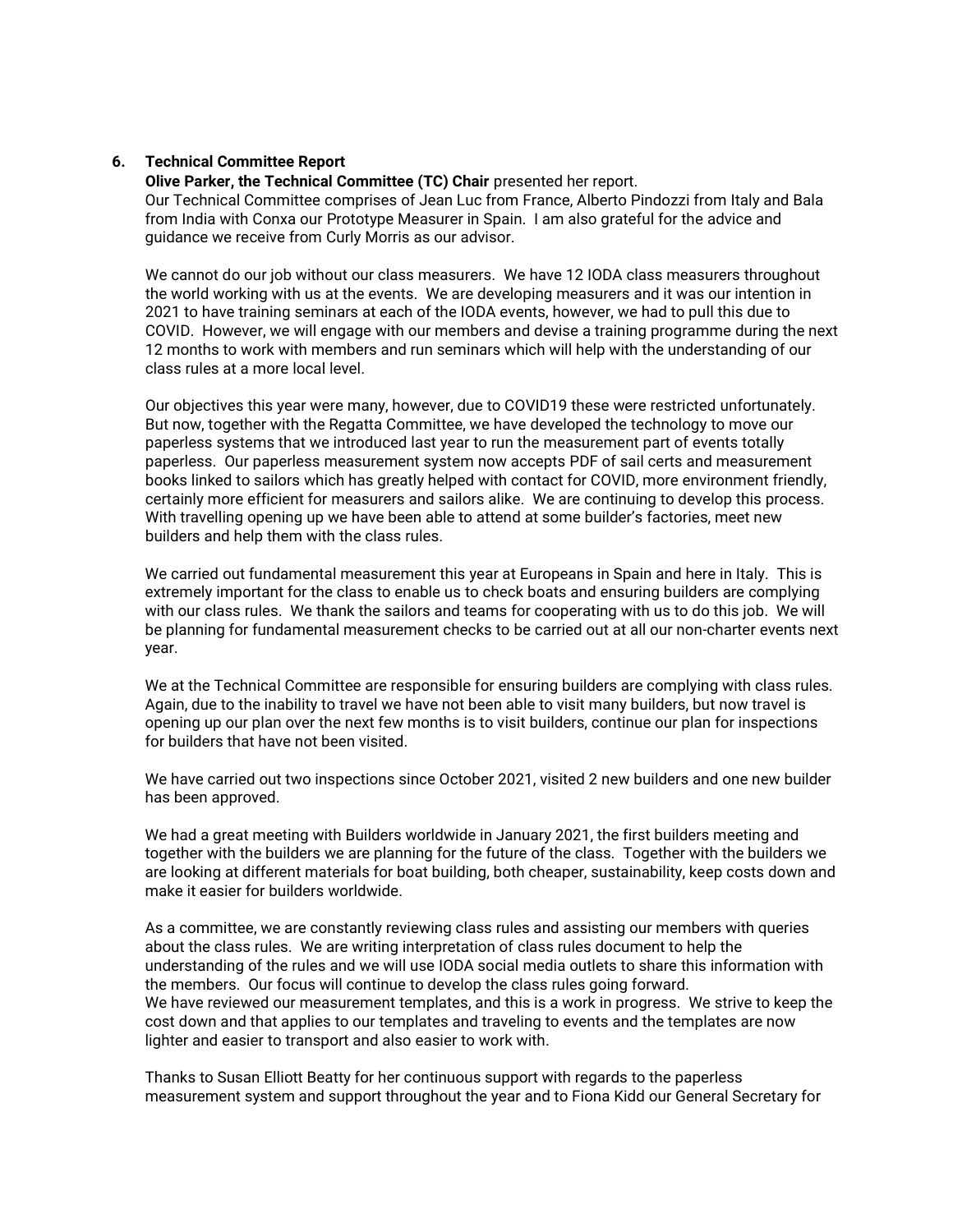## 6. Technical Committee Report

**Olive Parker, the Technical Committee (TC) Chair** presented her report.
Our Technical Committee comprises of Jean Luc from France, Alberto Pindozzi from Italy and Bala from India with Conxa our Prototype Measurer in Spain. I am also grateful for the advice and guidance we receive from Curly Morris as our advisor.

We cannot do our job without our class measurers. We have 12 IODA class measurers throughout the world working with us at the events. We are developing measurers and it was our intention in 2021 to have training seminars at each of the IODA events, however, we had to pull this due to COVID. However, we will engage with our members and devise a training programme during the next 12 months to work with members and run seminars which will help with the understanding of our class rules at a more local level.

Our objectives this year were many, however, due to COVID19 these were restricted unfortunately. But now, together with the Regatta Committee, we have developed the technology to move our paperless systems that we introduced last year to run the measurement part of events totally paperless. Our paperless measurement system now accepts PDF of sail certs and measurement books linked to sailors which has greatly helped with contact for COVID, more environment friendly, certainly more efficient for measurers and sailors alike. We are continuing to develop this process. With travelling opening up we have been able to attend at some builder's factories, meet new builders and help them with the class rules.

We carried out fundamental measurement this year at Europeans in Spain and here in Italy. This is extremely important for the class to enable us to check boats and ensuring builders are complying with our class rules. We thank the sailors and teams for cooperating with us to do this job. We will be planning for fundamental measurement checks to be carried out at all our non-charter events next year.

We at the Technical Committee are responsible for ensuring builders are complying with class rules. Again, due to the inability to travel we have not been able to visit many builders, but now travel is opening up our plan over the next few months is to visit builders, continue our plan for inspections for builders that have not been visited.

We have carried out two inspections since October 2021, visited 2 new builders and one new builder has been approved.

We had a great meeting with Builders worldwide in January 2021, the first builders meeting and together with the builders we are planning for the future of the class. Together with the builders we are looking at different materials for boat building, both cheaper, sustainability, keep costs down and make it easier for builders worldwide.

As a committee, we are constantly reviewing class rules and assisting our members with queries about the class rules. We are writing interpretation of class rules document to help the understanding of the rules and we will use IODA social media outlets to share this information with the members. Our focus will continue to develop the class rules going forward.
We have reviewed our measurement templates, and this is a work in progress. We strive to keep the cost down and that applies to our templates and traveling to events and the templates are now lighter and easier to transport and also easier to work with.

Thanks to Susan Elliott Beatty for her continuous support with regards to the paperless measurement system and support throughout the year and to Fiona Kidd our General Secretary for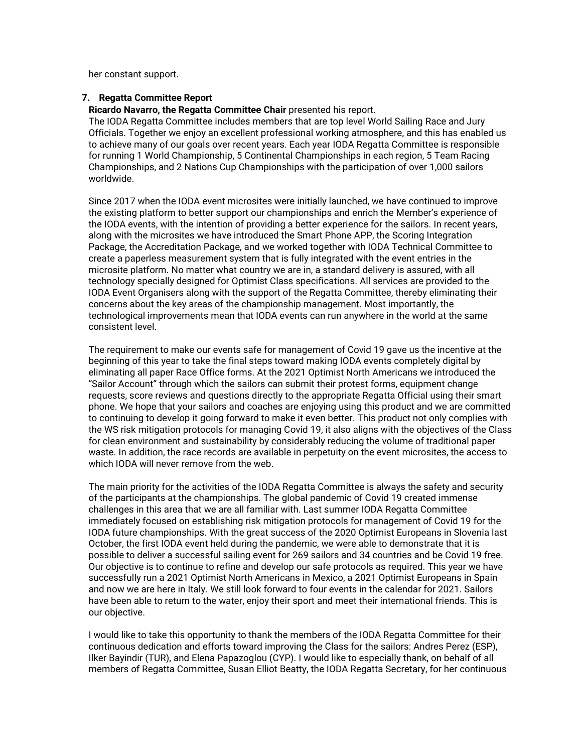her constant support.

**7. Regatta Committee Report**

**Ricardo Navarro, the Regatta Committee Chair** presented his report.

The IODA Regatta Committee includes members that are top level World Sailing Race and Jury Officials. Together we enjoy an excellent professional working atmosphere, and this has enabled us to achieve many of our goals over recent years. Each year IODA Regatta Committee is responsible for running 1 World Championship, 5 Continental Championships in each region, 5 Team Racing Championships, and 2 Nations Cup Championships with the participation of over 1,000 sailors worldwide.

Since 2017 when the IODA event microsites were initially launched, we have continued to improve the existing platform to better support our championships and enrich the Member's experience of the IODA events, with the intention of providing a better experience for the sailors. In recent years, along with the microsites we have introduced the Smart Phone APP, the Scoring Integration Package, the Accreditation Package, and we worked together with IODA Technical Committee to create a paperless measurement system that is fully integrated with the event entries in the microsite platform. No matter what country we are in, a standard delivery is assured, with all technology specially designed for Optimist Class specifications. All services are provided to the IODA Event Organisers along with the support of the Regatta Committee, thereby eliminating their concerns about the key areas of the championship management. Most importantly, the technological improvements mean that IODA events can run anywhere in the world at the same consistent level.

The requirement to make our events safe for management of Covid 19 gave us the incentive at the beginning of this year to take the final steps toward making IODA events completely digital by eliminating all paper Race Office forms. At the 2021 Optimist North Americans we introduced the "Sailor Account" through which the sailors can submit their protest forms, equipment change requests, score reviews and questions directly to the appropriate Regatta Official using their smart phone. We hope that your sailors and coaches are enjoying using this product and we are committed to continuing to develop it going forward to make it even better. This product not only complies with the WS risk mitigation protocols for managing Covid 19, it also aligns with the objectives of the Class for clean environment and sustainability by considerably reducing the volume of traditional paper waste. In addition, the race records are available in perpetuity on the event microsites, the access to which IODA will never remove from the web.

The main priority for the activities of the IODA Regatta Committee is always the safety and security of the participants at the championships. The global pandemic of Covid 19 created immense challenges in this area that we are all familiar with. Last summer IODA Regatta Committee immediately focused on establishing risk mitigation protocols for management of Covid 19 for the IODA future championships. With the great success of the 2020 Optimist Europeans in Slovenia last October, the first IODA event held during the pandemic, we were able to demonstrate that it is possible to deliver a successful sailing event for 269 sailors and 34 countries and be Covid 19 free. Our objective is to continue to refine and develop our safe protocols as required. This year we have successfully run a 2021 Optimist North Americans in Mexico, a 2021 Optimist Europeans in Spain and now we are here in Italy. We still look forward to four events in the calendar for 2021. Sailors have been able to return to the water, enjoy their sport and meet their international friends. This is our objective.

I would like to take this opportunity to thank the members of the IODA Regatta Committee for their continuous dedication and efforts toward improving the Class for the sailors: Andres Perez (ESP), Ilker Bayindir (TUR), and Elena Papazoglou (CYP). I would like to especially thank, on behalf of all members of Regatta Committee, Susan Elliot Beatty, the IODA Regatta Secretary, for her continuous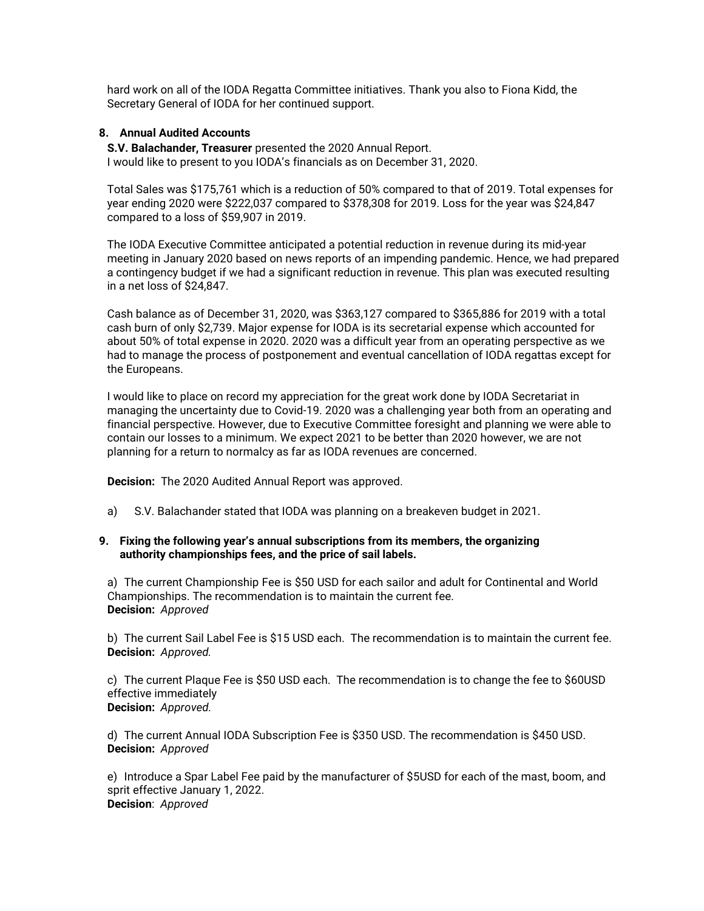hard work on all of the IODA Regatta Committee initiatives. Thank you also to Fiona Kidd, the Secretary General of IODA for her continued support.

## 8. Annual Audited Accounts

**S.V. Balachander, Treasurer** presented the 2020 Annual Report.
I would like to present to you IODA's financials as on December 31, 2020.

Total Sales was $175,761 which is a reduction of 50% compared to that of 2019. Total expenses for year ending 2020 were $222,037 compared to $378,308 for 2019. Loss for the year was $24,847 compared to a loss of $59,907 in 2019.

The IODA Executive Committee anticipated a potential reduction in revenue during its mid-year meeting in January 2020 based on news reports of an impending pandemic. Hence, we had prepared a contingency budget if we had a significant reduction in revenue. This plan was executed resulting in a net loss of $24,847.

Cash balance as of December 31, 2020, was $363,127 compared to $365,886 for 2019 with a total cash burn of only $2,739. Major expense for IODA is its secretarial expense which accounted for about 50% of total expense in 2020. 2020 was a difficult year from an operating perspective as we had to manage the process of postponement and eventual cancellation of IODA regattas except for the Europeans.

I would like to place on record my appreciation for the great work done by IODA Secretariat in managing the uncertainty due to Covid-19. 2020 was a challenging year both from an operating and financial perspective. However, due to Executive Committee foresight and planning we were able to contain our losses to a minimum. We expect 2021 to be better than 2020 however, we are not planning for a return to normalcy as far as IODA revenues are concerned.

**Decision:** The 2020 Audited Annual Report was approved.

a) S.V. Balachander stated that IODA was planning on a breakeven budget in 2021.

## 9. Fixing the following year's annual subscriptions from its members, the organizing authority championships fees, and the price of sail labels.

a) The current Championship Fee is $50 USD for each sailor and adult for Continental and World Championships. The recommendation is to maintain the current fee.
**Decision:** *Approved*

b) The current Sail Label Fee is $15 USD each. The recommendation is to maintain the current fee.
**Decision:** *Approved.*

c) The current Plaque Fee is $50 USD each. The recommendation is to change the fee to $60USD effective immediately
**Decision:** *Approved.*

d) The current Annual IODA Subscription Fee is $350 USD. The recommendation is $450 USD.
**Decision:** *Approved*

e) Introduce a Spar Label Fee paid by the manufacturer of $5USD for each of the mast, boom, and sprit effective January 1, 2022.
**Decision**: *Approved*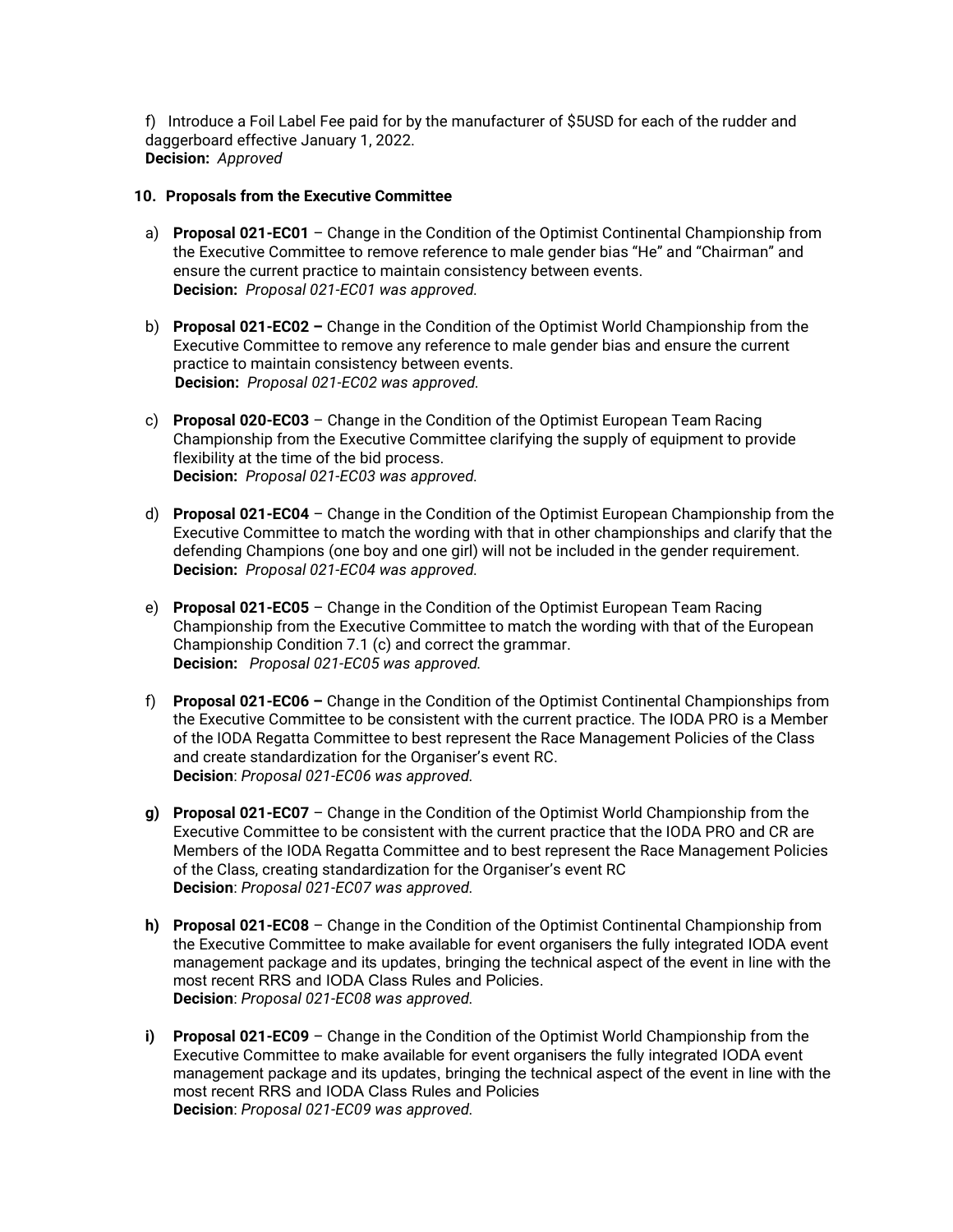f) Introduce a Foil Label Fee paid for by the manufacturer of $5USD for each of the rudder and daggerboard effective January 1, 2022.
**Decision:** *Approved*

### 10. Proposals from the Executive Committee

a) **Proposal 021-EC01** – Change in the Condition of the Optimist Continental Championship from the Executive Committee to remove reference to male gender bias "He" and "Chairman" and ensure the current practice to maintain consistency between events.
**Decision:** *Proposal 021-EC01 was approved.*

b) **Proposal 021-EC02 –** Change in the Condition of the Optimist World Championship from the Executive Committee to remove any reference to male gender bias and ensure the current practice to maintain consistency between events.
**Decision:** *Proposal 021-EC02 was approved.*

c) **Proposal 020-EC03** – Change in the Condition of the Optimist European Team Racing Championship from the Executive Committee clarifying the supply of equipment to provide flexibility at the time of the bid process.
**Decision:** *Proposal 021-EC03 was approved.*

d) **Proposal 021-EC04** – Change in the Condition of the Optimist European Championship from the Executive Committee to match the wording with that in other championships and clarify that the defending Champions (one boy and one girl) will not be included in the gender requirement.
**Decision:** *Proposal 021-EC04 was approved.*

e) **Proposal 021-EC05** – Change in the Condition of the Optimist European Team Racing Championship from the Executive Committee to match the wording with that of the European Championship Condition 7.1 (c) and correct the grammar.
**Decision:** *Proposal 021-EC05 was approved.*

f) **Proposal 021-EC06 –** Change in the Condition of the Optimist Continental Championships from the Executive Committee to be consistent with the current practice. The IODA PRO is a Member of the IODA Regatta Committee to best represent the Race Management Policies of the Class and create standardization for the Organiser's event RC.
**Decision**: *Proposal 021-EC06 was approved.*

**g)** **Proposal 021-EC07** – Change in the Condition of the Optimist World Championship from the Executive Committee to be consistent with the current practice that the IODA PRO and CR are Members of the IODA Regatta Committee and to best represent the Race Management Policies of the Class, creating standardization for the Organiser's event RC
**Decision**: *Proposal 021-EC07 was approved.*

**h)** **Proposal 021-EC08** – Change in the Condition of the Optimist Continental Championship from the Executive Committee to make available for event organisers the fully integrated IODA event management package and its updates, bringing the technical aspect of the event in line with the most recent RRS and IODA Class Rules and Policies.
**Decision**: *Proposal 021-EC08 was approved.*

**i)** **Proposal 021-EC09** – Change in the Condition of the Optimist World Championship from the Executive Committee to make available for event organisers the fully integrated IODA event management package and its updates, bringing the technical aspect of the event in line with the most recent RRS and IODA Class Rules and Policies
**Decision**: *Proposal 021-EC09 was approved.*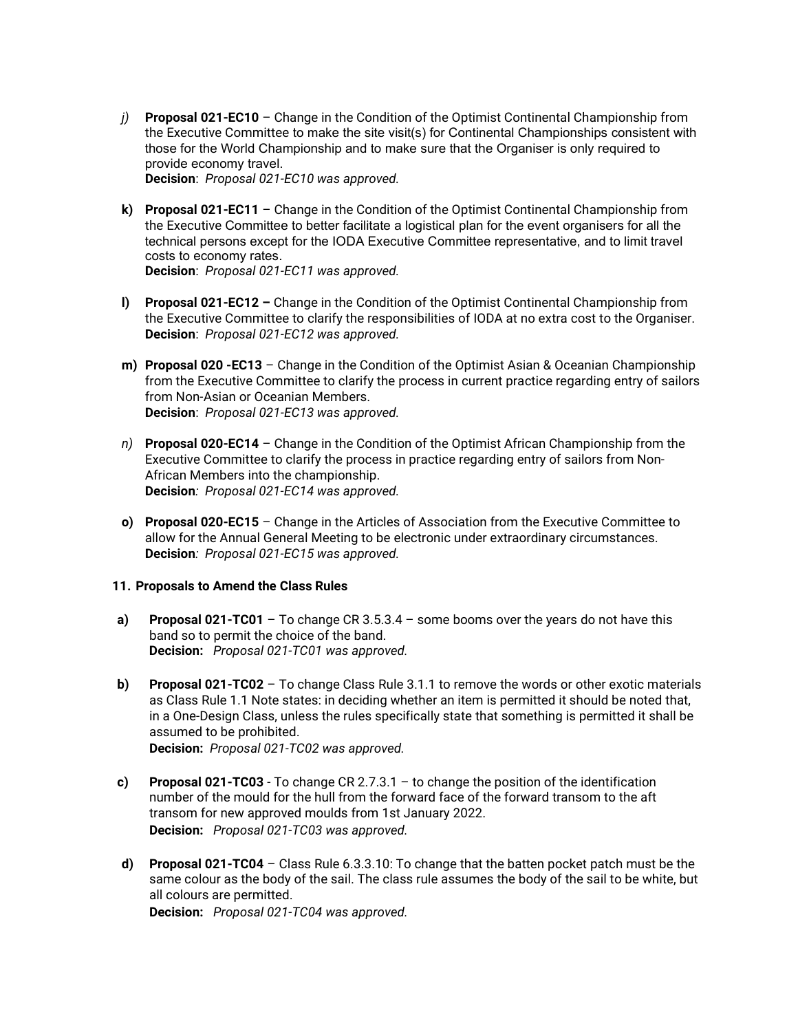j) **Proposal 021-EC10** – Change in the Condition of the Optimist Continental Championship from the Executive Committee to make the site visit(s) for Continental Championships consistent with those for the World Championship and to make sure that the Organiser is only required to provide economy travel.
**Decision**: *Proposal 021-EC10 was approved.*

k) **Proposal 021-EC11** – Change in the Condition of the Optimist Continental Championship from the Executive Committee to better facilitate a logistical plan for the event organisers for all the technical persons except for the IODA Executive Committee representative, and to limit travel costs to economy rates.
**Decision**: *Proposal 021-EC11 was approved.*

l) **Proposal 021-EC12 –** Change in the Condition of the Optimist Continental Championship from the Executive Committee to clarify the responsibilities of IODA at no extra cost to the Organiser.
**Decision**: *Proposal 021-EC12 was approved.*

m) **Proposal 020 -EC13** – Change in the Condition of the Optimist Asian & Oceanian Championship from the Executive Committee to clarify the process in current practice regarding entry of sailors from Non-Asian or Oceanian Members.
**Decision**: *Proposal 021-EC13 was approved.*

n) **Proposal 020-EC14** – Change in the Condition of the Optimist African Championship from the Executive Committee to clarify the process in practice regarding entry of sailors from Non-African Members into the championship.
**Decision**: *Proposal 021-EC14 was approved.*

o) **Proposal 020-EC15** – Change in the Articles of Association from the Executive Committee to allow for the Annual General Meeting to be electronic under extraordinary circumstances.
**Decision**: *Proposal 021-EC15 was approved.*

### 11. Proposals to Amend the Class Rules

a) **Proposal 021-TC01** – To change CR 3.5.3.4 – some booms over the years do not have this band so to permit the choice of the band.
**Decision:** *Proposal 021-TC01 was approved.*

b) **Proposal 021-TC02** – To change Class Rule 3.1.1 to remove the words or other exotic materials as Class Rule 1.1 Note states: in deciding whether an item is permitted it should be noted that, in a One-Design Class, unless the rules specifically state that something is permitted it shall be assumed to be prohibited.
**Decision:** *Proposal 021-TC02 was approved.*

c) **Proposal 021-TC03** - To change CR 2.7.3.1 – to change the position of the identification number of the mould for the hull from the forward face of the forward transom to the aft transom for new approved moulds from 1st January 2022.
**Decision:** *Proposal 021-TC03 was approved.*

d) **Proposal 021-TC04** – Class Rule 6.3.3.10: To change that the batten pocket patch must be the same colour as the body of the sail. The class rule assumes the body of the sail to be white, but all colours are permitted.
**Decision:** *Proposal 021-TC04 was approved.*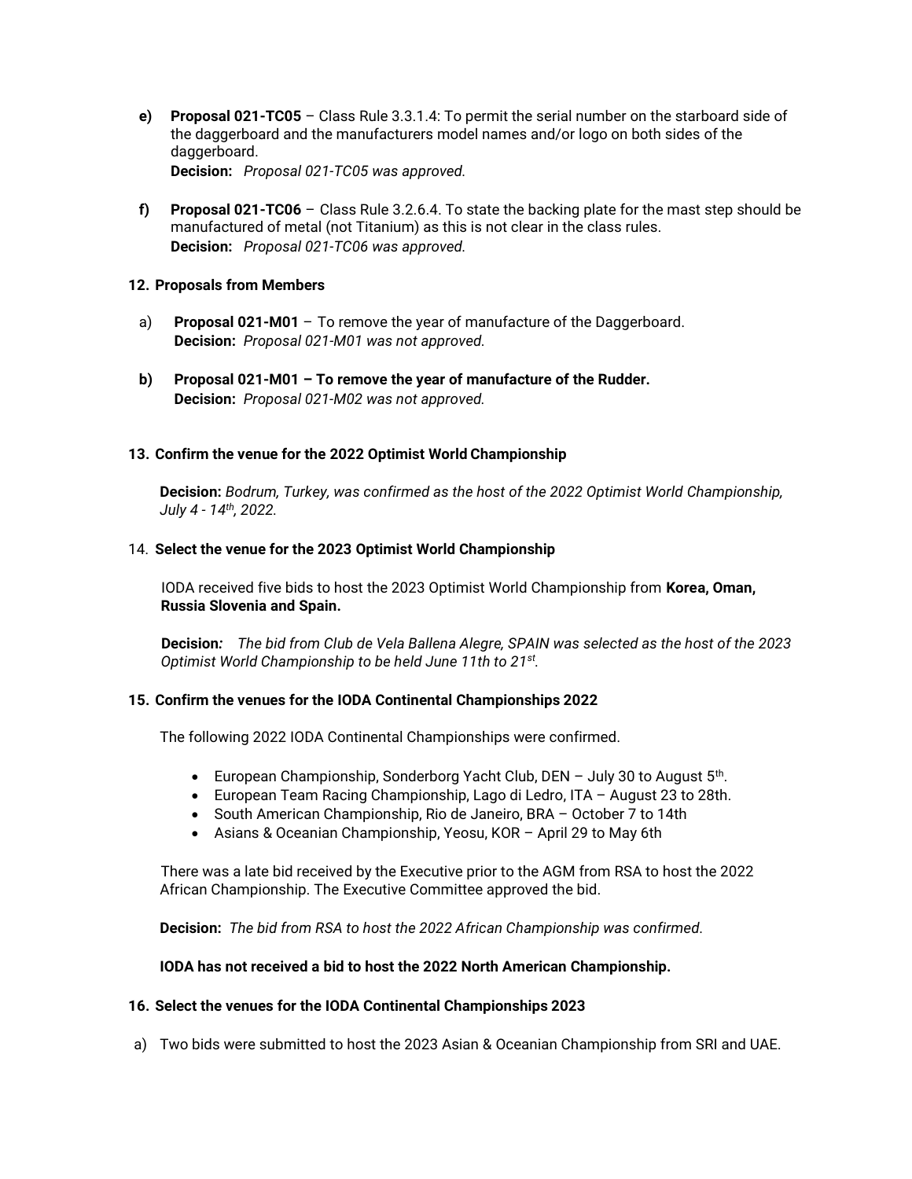**e) Proposal 021-TC05** – Class Rule 3.3.1.4: To permit the serial number on the starboard side of the daggerboard and the manufacturers model names and/or logo on both sides of the daggerboard.
**Decision:** *Proposal 021-TC05 was approved.*

**f) Proposal 021-TC06** – Class Rule 3.2.6.4. To state the backing plate for the mast step should be manufactured of metal (not Titanium) as this is not clear in the class rules.
**Decision:** *Proposal 021-TC06 was approved.*

### 12. Proposals from Members

a) **Proposal 021-M01** – To remove the year of manufacture of the Daggerboard.
**Decision:** *Proposal 021-M01 was not approved.*

**b) Proposal 021-M01 – To remove the year of manufacture of the Rudder.**
**Decision:** *Proposal 021-M02 was not approved.*

### 13. Confirm the venue for the 2022 Optimist World Championship

**Decision:** *Bodrum, Turkey, was confirmed as the host of the 2022 Optimist World Championship, July 4 - 14th, 2022.*

### 14. Select the venue for the 2023 Optimist World Championship

IODA received five bids to host the 2023 Optimist World Championship from **Korea, Oman, Russia Slovenia and Spain.**

**Decision***:* *The bid from Club de Vela Ballena Alegre, SPAIN was selected as the host of the 2023 Optimist World Championship to be held June 11th to 21st.*

### 15. Confirm the venues for the IODA Continental Championships 2022

The following 2022 IODA Continental Championships were confirmed.

- European Championship, Sonderborg Yacht Club, DEN – July 30 to August 5th.
- European Team Racing Championship, Lago di Ledro, ITA – August 23 to 28th.
- South American Championship, Rio de Janeiro, BRA – October 7 to 14th
- Asians & Oceanian Championship, Yeosu, KOR – April 29 to May 6th

There was a late bid received by the Executive prior to the AGM from RSA to host the 2022 African Championship. The Executive Committee approved the bid.

**Decision:** *The bid from RSA to host the 2022 African Championship was confirmed.*

**IODA has not received a bid to host the 2022 North American Championship.**

### 16. Select the venues for the IODA Continental Championships 2023

a) Two bids were submitted to host the 2023 Asian & Oceanian Championship from SRI and UAE.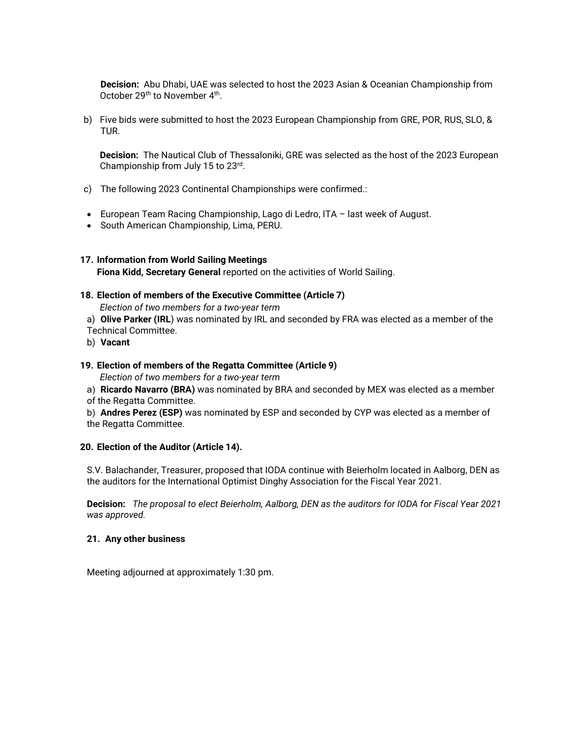**Decision:** Abu Dhabi, UAE was selected to host the 2023 Asian & Oceanian Championship from October 29th to November 4th.

b) Five bids were submitted to host the 2023 European Championship from GRE, POR, RUS, SLO, & TUR.

**Decision:** The Nautical Club of Thessaloniki, GRE was selected as the host of the 2023 European Championship from July 15 to 23rd.

c) The following 2023 Continental Championships were confirmed.:

- European Team Racing Championship, Lago di Ledro, ITA – last week of August.
- South American Championship, Lima, PERU.

**17. Information from World Sailing Meetings**

**Fiona Kidd, Secretary General** reported on the activities of World Sailing.

**18. Election of members of the Executive Committee (Article 7)**

*Election of two members for a two-year term*

a) **Olive Parker (IRL**) was nominated by IRL and seconded by FRA was elected as a member of the Technical Committee.

b) **Vacant**

**19. Election of members of the Regatta Committee (Article 9)**

*Election of two members for a two-year term*

a) **Ricardo Navarro (BRA)** was nominated by BRA and seconded by MEX was elected as a member of the Regatta Committee.

b) **Andres Perez (ESP)** was nominated by ESP and seconded by CYP was elected as a member of the Regatta Committee.

**20. Election of the Auditor (Article 14).**

S.V. Balachander, Treasurer, proposed that IODA continue with Beierholm located in Aalborg, DEN as the auditors for the International Optimist Dinghy Association for the Fiscal Year 2021.

**Decision:** *The proposal to elect Beierholm, Aalborg, DEN as the auditors for IODA for Fiscal Year 2021 was approved.*

**21. Any other business**

Meeting adjourned at approximately 1:30 pm.